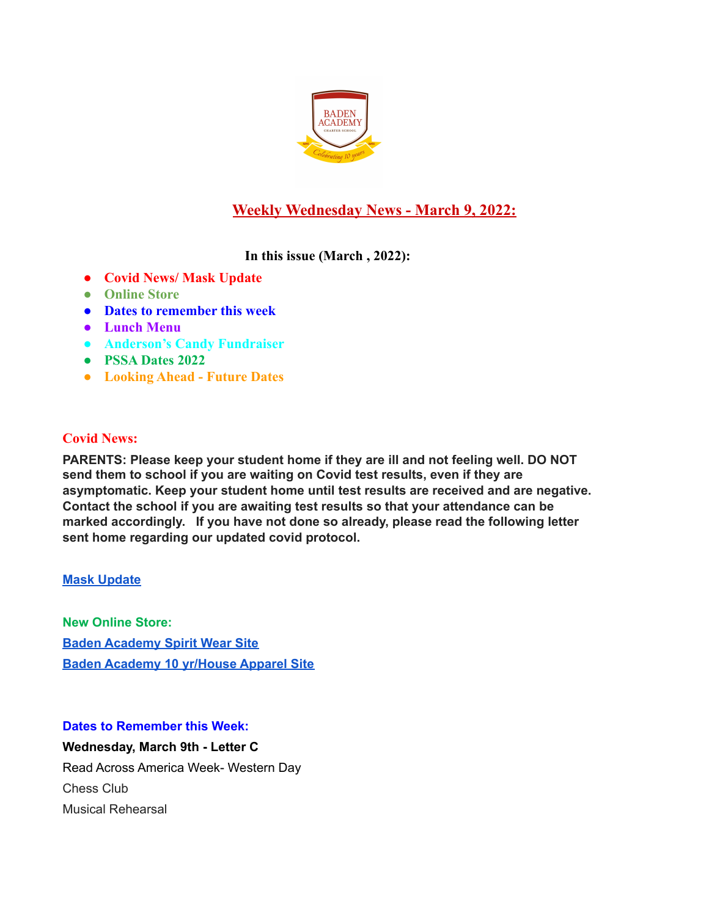# Weekly Wednesday News - March 9, 2022:

**In this issue (March , 2022):**

- **Covid News/ Mask Update**
- **Online Store**
- **Dates to remember this week**
- **Lunch Menu**
- **Anderson's Candy Fundraiser**
- **PSSA Dates 2022**
- **Looking Ahead - Future Dates**

## Covid News:

**PARENTS: Please keep your student home if they are ill and not feeling well. DO NOT send them to school if you are waiting on Covid test results, even if they are asymptomatic. Keep your student home until test results are received and are negative. Contact the school if you are awaiting test results so that your attendance can be marked accordingly. If you have not done so already, please read the following letter sent home regarding our updated covid protocol.**

**Mask Update**

## New Online Store:

**Baden Academy Spirit Wear Site**

**Baden Academy 10 yr/House Apparel Site**

## Dates to Remember this Week:

**Wednesday, March 9th - Letter C**

Read Across America Week- Western Day

Chess Club

Musical Rehearsal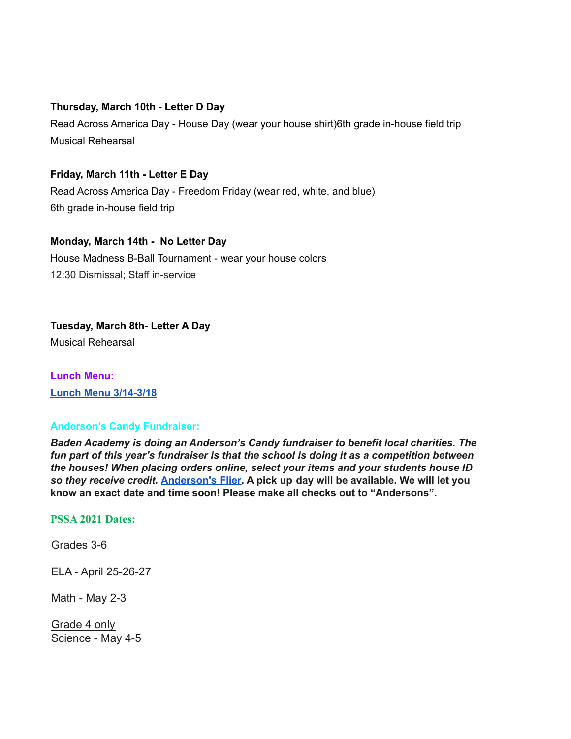**Thursday, March 10th - Letter D Day**

Read Across America Day - House Day (wear your house shirt)6th grade in-house field trip

Musical Rehearsal

**Friday, March 11th - Letter E Day**

Read Across America Day - Freedom Friday (wear red, white, and blue)

6th grade in-house field trip

**Monday, March 14th - No Letter Day**

House Madness B-Ball Tournament - wear your house colors

12:30 Dismissal; Staff in-service

**Tuesday, March 8th- Letter A Day**

Musical Rehearsal

**Lunch Menu:**

**Lunch Menu 3/14-3/18**

**Anderson's Candy Fundraiser:**

***Baden Academy is doing an Anderson's Candy fundraiser to benefit local charities. The fun part of this year's fundraiser is that the school is doing it as a competition between the houses! When placing orders online, select your items and your students house ID so they receive credit.*** **Anderson's Flier. A pick up day will be available. We will let you know an exact date and time soon! Please make all checks out to "Andersons".**

**PSSA 2021 Dates:**

Grades 3-6

ELA - April 25-26-27

Math - May 2-3

Grade 4 only

Science - May 4-5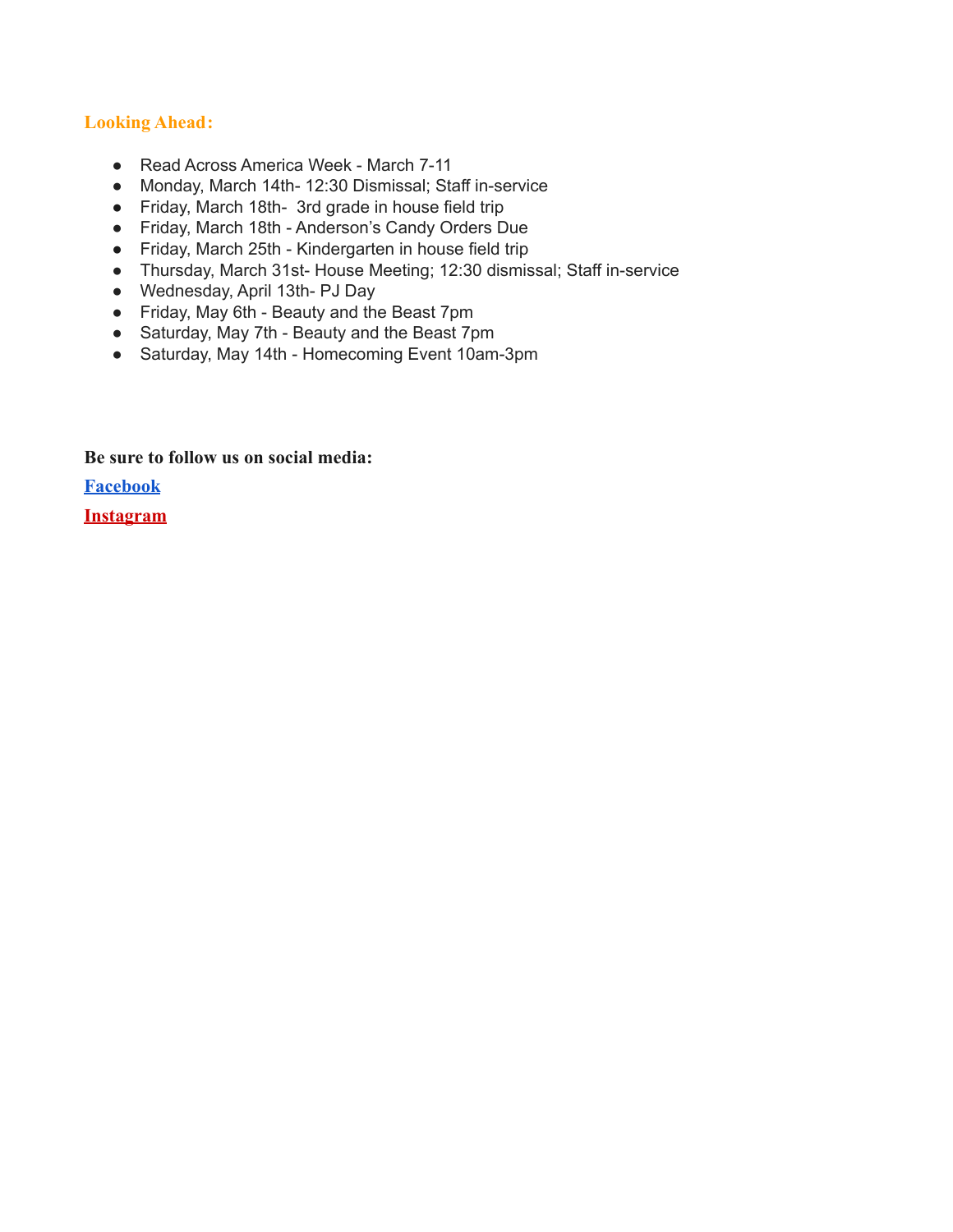## Looking Ahead:

- Read Across America Week - March 7-11
- Monday, March 14th- 12:30 Dismissal; Staff in-service
- Friday, March 18th-  3rd grade in house field trip
- Friday, March 18th - Anderson's Candy Orders Due
- Friday, March 25th - Kindergarten in house field trip
- Thursday, March 31st- House Meeting; 12:30 dismissal; Staff in-service
- Wednesday, April 13th- PJ Day
- Friday, May 6th - Beauty and the Beast 7pm
- Saturday, May 7th - Beauty and the Beast 7pm
- Saturday, May 14th - Homecoming Event 10am-3pm

**Be sure to follow us on social media:**

**Facebook**

**Instagram**